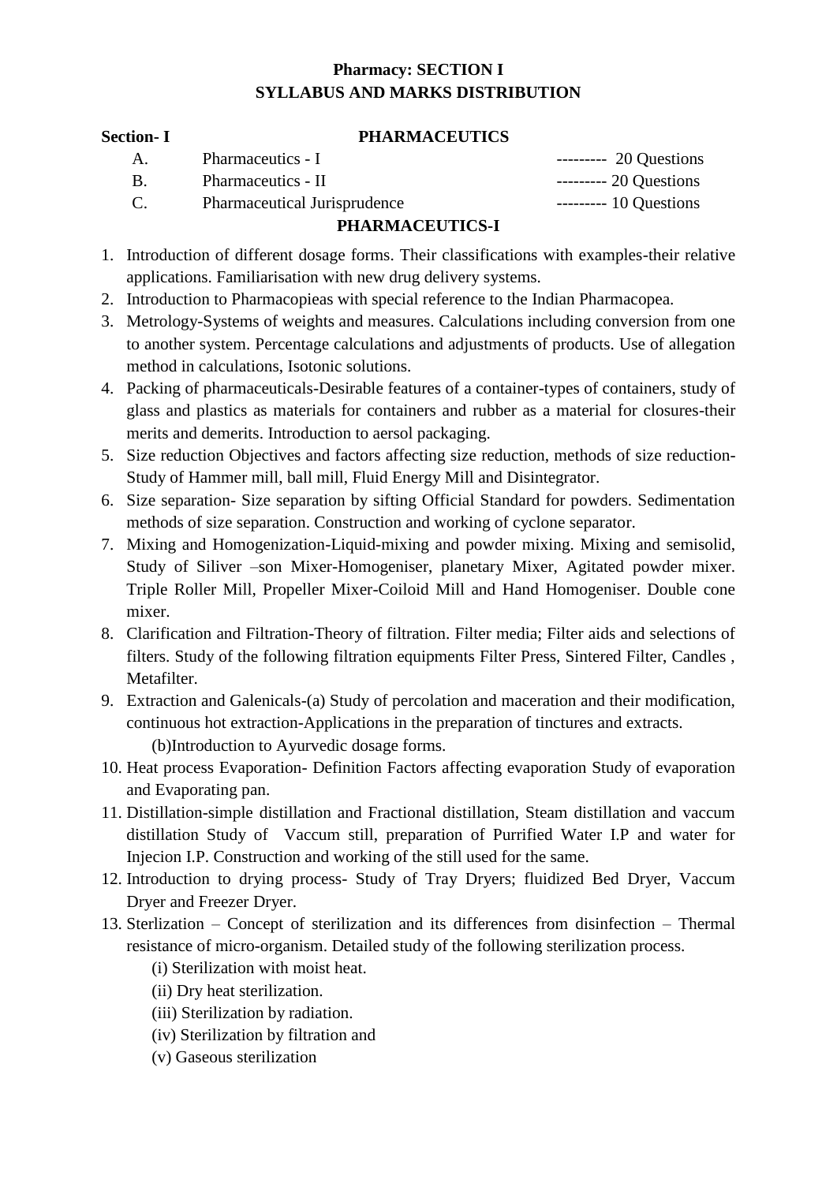# Pharmacy: SECTION I
## SYLLABUS AND MARKS DISTRIBUTION

**Section- I** **PHARMACEUTICS**

| | | |
|---|---|---|
| A. | Pharmaceutics - I | --------- 20 Questions |
| B. | Pharmaceutics - II | --------- 20 Questions |
| C. | Pharmaceutical Jurisprudence | --------- 10 Questions |

### PHARMACEUTICS-I

1. Introduction of different dosage forms. Their classifications with examples-their relative applications. Familiarisation with new drug delivery systems.
2. Introduction to Pharmacopieas with special reference to the Indian Pharmacopea.
3. Metrology-Systems of weights and measures. Calculations including conversion from one to another system. Percentage calculations and adjustments of products. Use of allegation method in calculations, Isotonic solutions.
4. Packing of pharmaceuticals-Desirable features of a container-types of containers, study of glass and plastics as materials for containers and rubber as a material for closures-their merits and demerits. Introduction to aersol packaging.
5. Size reduction Objectives and factors affecting size reduction, methods of size reduction-Study of Hammer mill, ball mill, Fluid Energy Mill and Disintegrator.
6. Size separation- Size separation by sifting Official Standard for powders. Sedimentation methods of size separation. Construction and working of cyclone separator.
7. Mixing and Homogenization-Liquid-mixing and powder mixing. Mixing and semisolid, Study of Siliver –son Mixer-Homogeniser, planetary Mixer, Agitated powder mixer. Triple Roller Mill, Propeller Mixer-Coiloid Mill and Hand Homogeniser. Double cone mixer.
8. Clarification and Filtration-Theory of filtration. Filter media; Filter aids and selections of filters. Study of the following filtration equipments Filter Press, Sintered Filter, Candles , Metafilter.
9. Extraction and Galenicals-(a) Study of percolation and maceration and their modification, continuous hot extraction-Applications in the preparation of tinctures and extracts.
   (b)Introduction to Ayurvedic dosage forms.
10. Heat process Evaporation- Definition Factors affecting evaporation Study of evaporation and Evaporating pan.
11. Distillation-simple distillation and Fractional distillation, Steam distillation and vaccum distillation Study of Vaccum still, preparation of Purrified Water I.P and water for Injecion I.P. Construction and working of the still used for the same.
12. Introduction to drying process- Study of Tray Dryers; fluidized Bed Dryer, Vaccum Dryer and Freezer Dryer.
13. Sterlization – Concept of sterilization and its differences from disinfection – Thermal resistance of micro-organism. Detailed study of the following sterilization process.
    (i) Sterilization with moist heat.
    (ii) Dry heat sterilization.
    (iii) Sterilization by radiation.
    (iv) Sterilization by filtration and
    (v) Gaseous sterilization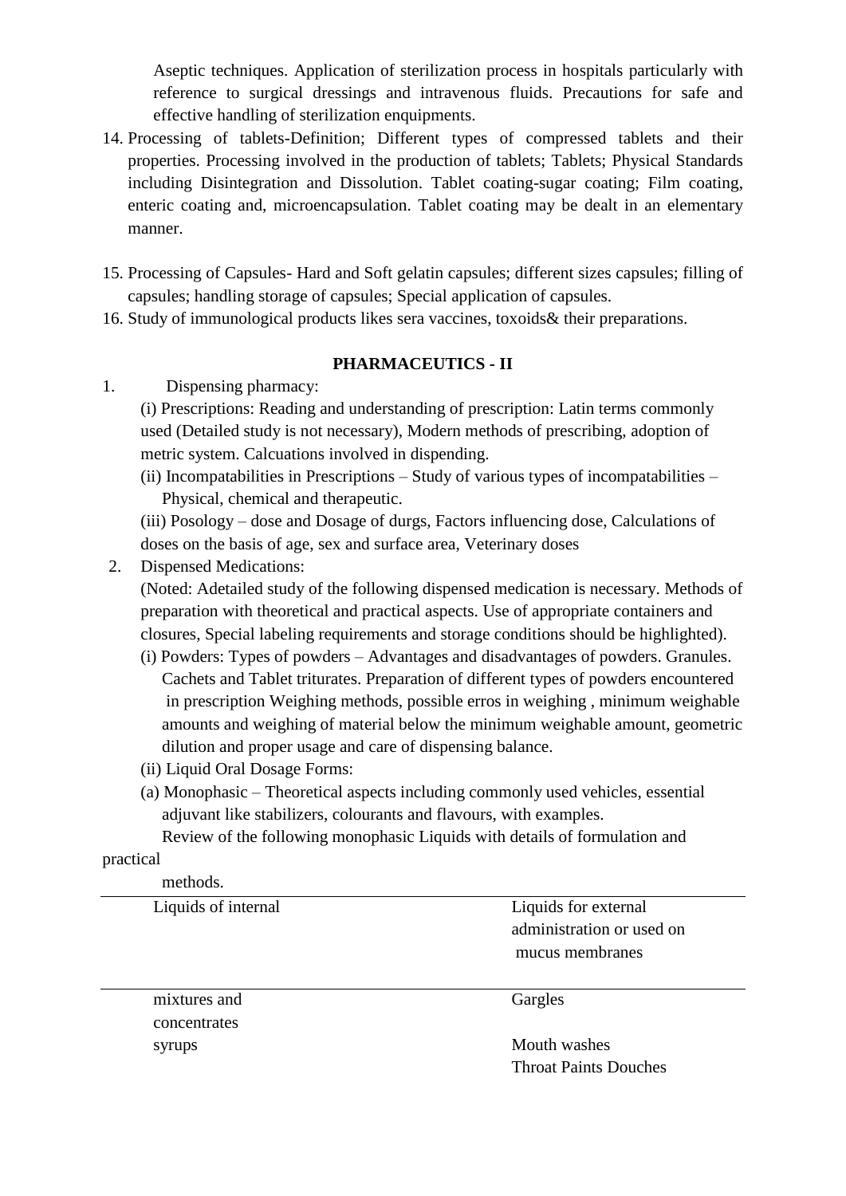Aseptic techniques. Application of sterilization process in hospitals particularly with reference to surgical dressings and intravenous fluids. Precautions for safe and effective handling of sterilization enquipments.

14. Processing of tablets-Definition; Different types of compressed tablets and their properties. Processing involved in the production of tablets; Tablets; Physical Standards including Disintegration and Dissolution. Tablet coating-sugar coating; Film coating, enteric coating and, microencapsulation. Tablet coating may be dealt in an elementary manner.

15. Processing of Capsules- Hard and Soft gelatin capsules; different sizes capsules; filling of capsules; handling storage of capsules; Special application of capsules.
16. Study of immunological products likes sera vaccines, toxoids& their preparations.

## PHARMACEUTICS - II

1. Dispensing pharmacy:

   (i) Prescriptions: Reading and understanding of prescription: Latin terms commonly used (Detailed study is not necessary), Modern methods of prescribing, adoption of metric system. Calcuations involved in dispending.

   (ii) Incompatabilities in Prescriptions – Study of various types of incompatabilities – Physical, chemical and therapeutic.

   (iii) Posology – dose and Dosage of durgs, Factors influencing dose, Calculations of doses on the basis of age, sex and surface area, Veterinary doses

2. Dispensed Medications:

   (Noted: Adetailed study of the following dispensed medication is necessary. Methods of preparation with theoretical and practical aspects. Use of appropriate containers and closures, Special labeling requirements and storage conditions should be highlighted).

   (i) Powders: Types of powders – Advantages and disadvantages of powders. Granules. Cachets and Tablet triturates. Preparation of different types of powders encountered in prescription Weighing methods, possible erros in weighing , minimum weighable amounts and weighing of material below the minimum weighable amount, geometric dilution and proper usage and care of dispensing balance.

   (ii) Liquid Oral Dosage Forms:

   (a) Monophasic – Theoretical aspects including commonly used vehicles, essential adjuvant like stabilizers, colourants and flavours, with examples.

   Review of the following monophasic Liquids with details of formulation and practical methods.

| Liquids of internal | Liquids for external administration or used on mucus membranes |
|---|---|
| mixtures and concentrates | Gargles |
| syrups | Mouth washes<br>Throat Paints Douches |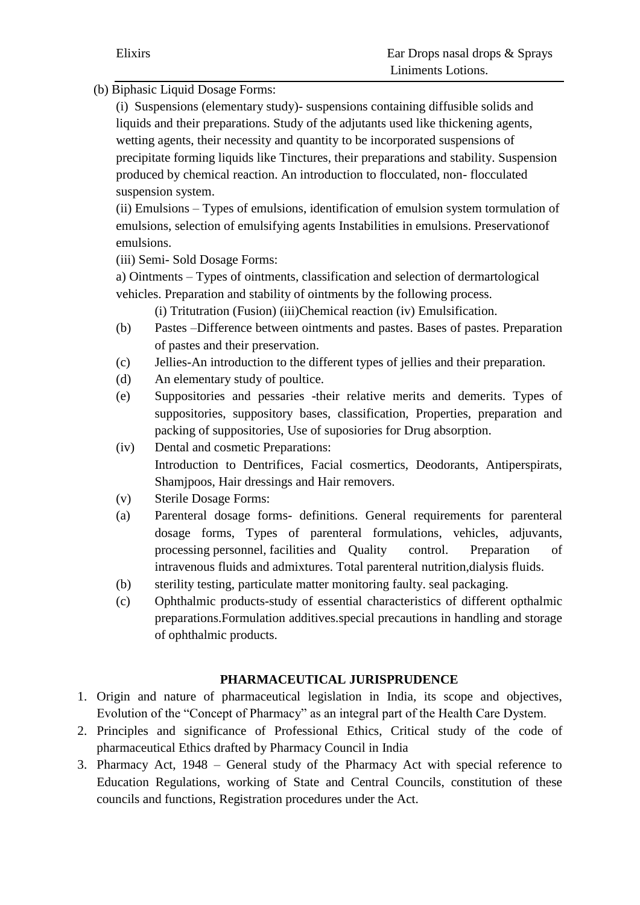| Elixirs | Ear Drops nasal drops & Sprays Liniments Lotions. |
| --- | --- |

(b) Biphasic Liquid Dosage Forms:

(i) Suspensions (elementary study)- suspensions containing diffusible solids and liquids and their preparations. Study of the adjutants used like thickening agents, wetting agents, their necessity and quantity to be incorporated suspensions of precipitate forming liquids like Tinctures, their preparations and stability. Suspension produced by chemical reaction. An introduction to flocculated, non- flocculated suspension system.

(ii) Emulsions – Types of emulsions, identification of emulsion system tormulation of emulsions, selection of emulsifying agents Instabilities in emulsions. Preservationof emulsions.

(iii) Semi- Sold Dosage Forms:

a) Ointments – Types of ointments, classification and selection of dermartological vehicles. Preparation and stability of ointments by the following process.

(i) Tritutration (Fusion) (iii)Chemical reaction (iv) Emulsification.

(b) Pastes –Difference between ointments and pastes. Bases of pastes. Preparation of pastes and their preservation.

(c) Jellies-An introduction to the different types of jellies and their preparation.

(d) An elementary study of poultice.

(e) Suppositories and pessaries -their relative merits and demerits. Types of suppositories, suppository bases, classification, Properties, preparation and packing of suppositories, Use of suposiories for Drug absorption.

(iv) Dental and cosmetic Preparations:
Introduction to Dentrifices, Facial cosmertics, Deodorants, Antiperspirats, Shamjpoos, Hair dressings and Hair removers.

(v) Sterile Dosage Forms:

(a) Parenteral dosage forms- definitions. General requirements for parenteral dosage forms, Types of parenteral formulations, vehicles, adjuvants, processing personnel, facilities and Quality control. Preparation of intravenous fluids and admixtures. Total parenteral nutrition,dialysis fluids.

(b) sterility testing, particulate matter monitoring faulty. seal packaging.

(c) Ophthalmic products-study of essential characteristics of different opthalmic preparations.Formulation additives.special precautions in handling and storage of ophthalmic products.

## PHARMACEUTICAL JURISPRUDENCE

1. Origin and nature of pharmaceutical legislation in India, its scope and objectives, Evolution of the "Concept of Pharmacy" as an integral part of the Health Care Dystem.
2. Principles and significance of Professional Ethics, Critical study of the code of pharmaceutical Ethics drafted by Pharmacy Council in India
3. Pharmacy Act, 1948 – General study of the Pharmacy Act with special reference to Education Regulations, working of State and Central Councils, constitution of these councils and functions, Registration procedures under the Act.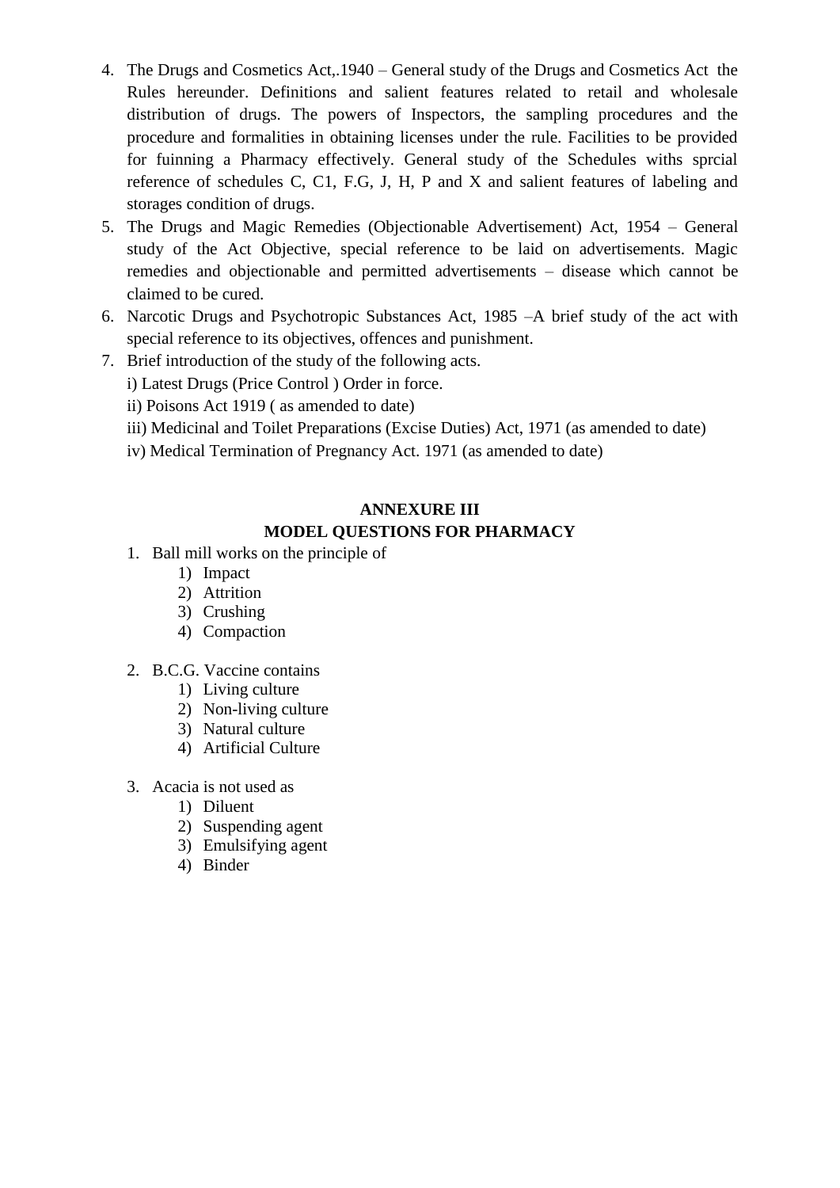4. The Drugs and Cosmetics Act,.1940 – General study of the Drugs and Cosmetics Act  the Rules hereunder. Definitions and salient features related to retail and wholesale distribution of drugs. The powers of Inspectors, the sampling procedures and the procedure and formalities in obtaining licenses under the rule. Facilities to be provided for fuinning a Pharmacy effectively. General study of the Schedules withs sprcial reference of schedules C, C1, F.G, J, H, P and X and salient features of labeling and storages condition of drugs.
5. The Drugs and Magic Remedies (Objectionable Advertisement) Act, 1954 – General study of the Act Objective, special reference to be laid on advertisements. Magic remedies and objectionable and permitted advertisements – disease which cannot be claimed to be cured.
6. Narcotic Drugs and Psychotropic Substances Act, 1985 –A brief study of the act with special reference to its objectives, offences and punishment.
7. Brief introduction of the study of the following acts.

   i) Latest Drugs (Price Control ) Order in force.

   ii) Poisons Act 1919 ( as amended to date)

   iii) Medicinal and Toilet Preparations (Excise Duties) Act, 1971 (as amended to date)

   iv) Medical Termination of Pregnancy Act. 1971 (as amended to date)

## ANNEXURE III
## MODEL QUESTIONS FOR PHARMACY

1. Ball mill works on the principle of
   1) Impact
   2) Attrition
   3) Crushing
   4) Compaction

2. B.C.G. Vaccine contains
   1) Living culture
   2) Non-living culture
   3) Natural culture
   4) Artificial Culture

3. Acacia is not used as
   1) Diluent
   2) Suspending agent
   3) Emulsifying agent
   4) Binder